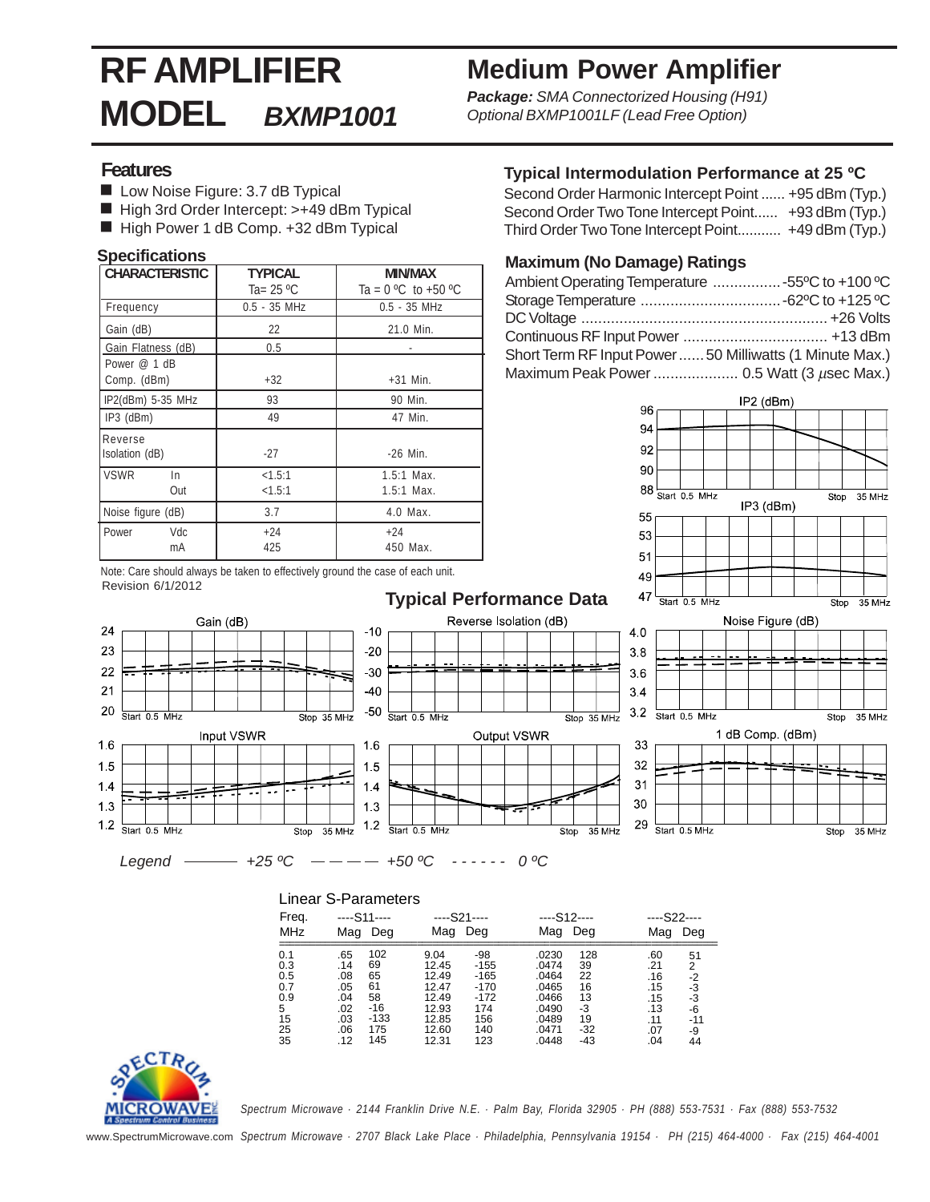# RF AMPLIFIER MODEL *BXMP1001*

## Medium Power Amplifier

***Package:*** *SMA Connectorized Housing (H91)*
*Optional BXMP1001LF (Lead Free Option)*

### Features

- Low Noise Figure: 3.7 dB Typical
- High 3rd Order Intercept: >+49 dBm Typical
- High Power 1 dB Comp. +32 dBm Typical

### Specifications

| CHARACTERISTIC | TYPICAL Ta= 25 ºC | MIN/MAX Ta = 0 ºC to +50 ºC |
|---|---|---|
| Frequency | 0.5 - 35 MHz | 0.5 - 35 MHz |
| Gain (dB) | 22 | 21.0 Min. |
| Gain Flatness (dB) | 0.5 | - |
| Power @ 1 dB Comp. (dBm) | +32 | +31 Min. |
| IP2(dBm) 5-35 MHz | 93 | 90 Min. |
| IP3 (dBm) | 49 | 47 Min. |
| Reverse Isolation (dB) | -27 | -26 Min. |
| VSWR In | <1.5:1 | 1.5:1 Max. |
| VSWR Out | <1.5:1 | 1.5:1 Max. |
| Noise figure (dB) | 3.7 | 4.0 Max. |
| Power Vdc | +24 | +24 |
| Power mA | 425 | 450 Max. |

Note: Care should always be taken to effectively ground the case of each unit.
Revision 6/1/2012

### Typical Intermodulation Performance at 25 ºC

Second Order Harmonic Intercept Point ...... +95 dBm (Typ.)
Second Order Two Tone Intercept Point...... +93 dBm (Typ.)
Third Order Two Tone Intercept Point........... +49 dBm (Typ.)

### Maximum (No Damage) Ratings

Ambient Operating Temperature ................-55ºC to +100 ºC
Storage Temperature .................................-62ºC to +125 ºC
DC Voltage .......................................................... +26 Volts
Continuous RF Input Power ................................. +13 dBm
Short Term RF Input Power...... 50 Milliwatts (1 Minute Max.)
Maximum Peak Power .................... 0.5 Watt (3 µsec Max.)

## Typical Performance Data

Legend ——— +25 ºC — — — +50 ºC - - - - - - 0 ºC

### Linear S-Parameters

| Freq. MHz | S11 Mag | S11 Deg | S21 Mag | S21 Deg | S12 Mag | S12 Deg | S22 Mag | S22 Deg |
|---|---|---|---|---|---|---|---|---|
| 0.1 | .65 | 102 | 9.04 | -98 | .0230 | 128 | .60 | 51 |
| 0.3 | .14 | 69 | 12.45 | -155 | .0474 | 39 | .21 | 2 |
| 0.5 | .08 | 65 | 12.49 | -165 | .0464 | 22 | .16 | -2 |
| 0.7 | .05 | 61 | 12.47 | -170 | .0465 | 16 | .15 | -3 |
| 0.9 | .04 | 58 | 12.49 | -172 | .0466 | 13 | .15 | -3 |
| 5 | .02 | -16 | 12.93 | 174 | .0490 | -3 | .13 | -6 |
| 15 | .03 | -133 | 12.85 | 156 | .0489 | 19 | .11 | -11 |
| 25 | .06 | 175 | 12.60 | 140 | .0471 | -32 | .07 | -9 |
| 35 | .12 | 145 | 12.31 | 123 | .0448 | -43 | .04 | 44 |

Spectrum Microwave · 2144 Franklin Drive N.E. · Palm Bay, Florida 32905 · PH (888) 553-7531 · Fax (888) 553-7532

www.SpectrumMicrowave.com Spectrum Microwave · 2707 Black Lake Place · Philadelphia, Pennsylvania 19154 · PH (215) 464-4000 · Fax (215) 464-4001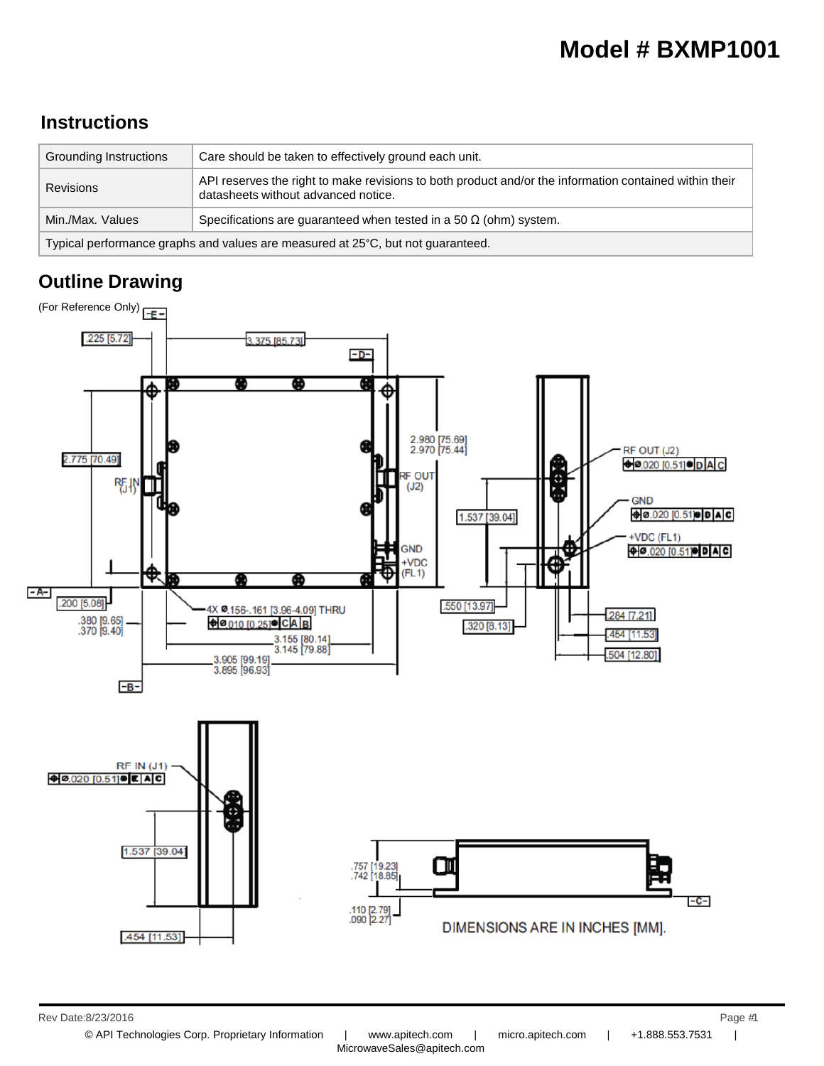## Instructions

| | |
|---|---|
| Grounding Instructions | Care should be taken to effectively ground each unit. |
| Revisions | API reserves the right to make revisions to both product and/or the information contained within their datasheets without advanced notice. |
| Min./Max. Values | Specifications are guaranteed when tested in a 50 Ω (ohm) system. |
| Typical performance graphs and values are measured at 25°C, but not guaranteed. | |

## Outline Drawing

(For Reference Only)

-E-

.225 [5.72]

3.375 [85.73]

-D-

2.980 [75.69]
2.970 [75.44]

2.775 [70.49]

RF IN (J1)

RF OUT (J2)

GND

+VDC (FL1)

-A-

.200 [5.08]

.380 [9.65]
.370 [9.40]

4X Ø.156-.161 [3.96-4.09] THRU

Ø.010 [0.25] C A B

3.155 [80.14]
3.145 [79.88]

3.905 [99.19]
3.895 [96.93]

-B-

1.537 [39.04]

RF OUT (J2)
Ø.020 [0.51] D A C

GND
Ø.020 [0.51] D A C

+VDC (FL1)
Ø.020 [0.51] D A C

.550 [13.97]

.320 [8.13]

.284 [7.21]

.454 [11.53]

.504 [12.80]

RF IN (J1)
Ø.020 [0.51] E A C

1.537 [39.04]

.454 [11.53]

.757 [19.23]
.742 [18.85]

.110 [2.79]
.090 [2.27]

-C-

DIMENSIONS ARE IN INCHES [MM].